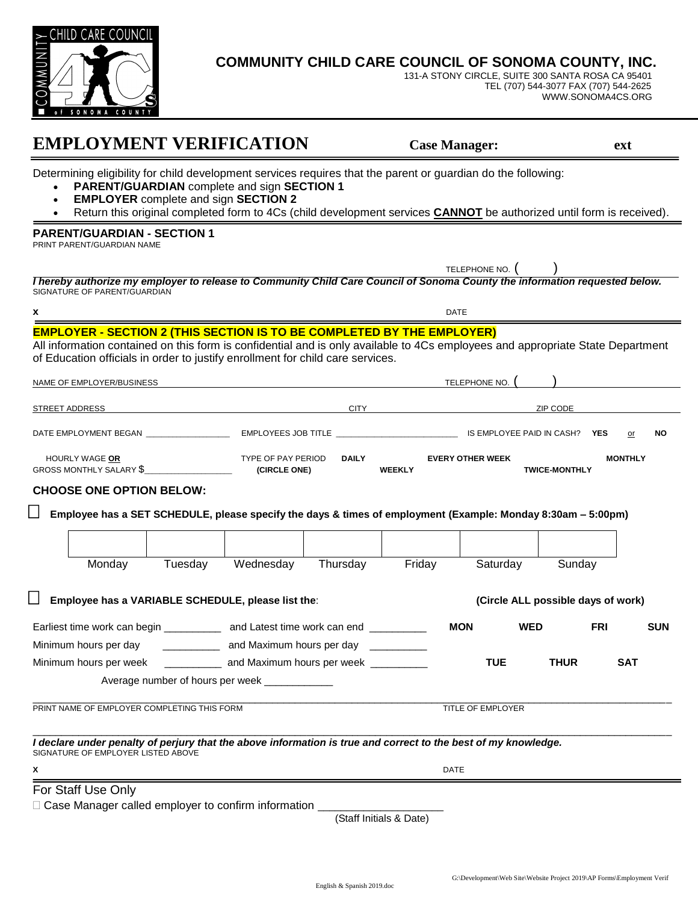# COMMUNITY CHILD CARE COUNCIL OF SONOMA COUNTY, INC.

131-A STONY CIRCLE, SUITE 300 SANTA ROSA CA 95401
TEL (707) 544-3077 FAX (707) 544-2625
WWW.SONOMA4CS.ORG

## EMPLOYMENT VERIFICATION

**Case Manager:** ________ **ext** ________

Determining eligibility for child development services requires that the parent or guardian do the following:

- **PARENT/GUARDIAN** complete and sign **SECTION 1**
- **EMPLOYER** complete and sign **SECTION 2**
- Return this original completed form to 4Cs (child development services **CANNOT** be authorized until form is received).

### PARENT/GUARDIAN - SECTION 1

PRINT PARENT/GUARDIAN NAME ____________________ TELEPHONE NO. ( )

***I hereby authorize my employer to release to Community Child Care Council of Sonoma County the information requested below.***

SIGNATURE OF PARENT/GUARDIAN

x ____________________ DATE ________

### EMPLOYER - SECTION 2 (THIS SECTION IS TO BE COMPLETED BY THE EMPLOYER)

All information contained on this form is confidential and is only available to 4Cs employees and appropriate State Department of Education officials in order to justify enrollment for child care services.

NAME OF EMPLOYER/BUSINESS ____________________ TELEPHONE NO. ( )

STREET ADDRESS ____________________ CITY ____________ ZIP CODE ________

DATE EMPLOYMENT BEGAN ____________ EMPLOYEES JOB TITLE ____________ IS EMPLOYEE PAID IN CASH? **YES** or **NO**

HOURLY WAGE **OR** GROSS MONTHLY SALARY $____________

TYPE OF PAY PERIOD **(CIRCLE ONE)** **DAILY** **WEEKLY** **EVERY OTHER WEEK** **TWICE-MONTHLY** **MONTHLY**

### CHOOSE ONE OPTION BELOW:

☐ **Employee has a SET SCHEDULE, please specify the days & times of employment (Example: Monday 8:30am – 5:00pm)**

| | | | | | | |
|---|---|---|---|---|---|---|
| Monday | Tuesday | Wednesday | Thursday | Friday | Saturday | Sunday |

☐ **Employee has a VARIABLE SCHEDULE, please list the**: **(Circle ALL possible days of work)**

Earliest time work can begin __________ and Latest time work can end __________

Minimum hours per day __________ and Maximum hours per day __________

Minimum hours per week __________ and Maximum hours per week __________

Average number of hours per week ____________

**MON** **TUE** **WED** **THUR** **FRI** **SAT** **SUN**

PRINT NAME OF EMPLOYER COMPLETING THIS FORM ____________________ TITLE OF EMPLOYER ____________

***I declare under penalty of perjury that the above information is true and correct to the best of my knowledge.***

SIGNATURE OF EMPLOYER LISTED ABOVE

x ____________________ DATE ________

For Staff Use Only

☐ Case Manager called employer to confirm information ____________________
(Staff Initials & Date)

English & Spanish 2019.doc

G:\Development\Web Site\Website Project 2019\AP Forms\Employment Verif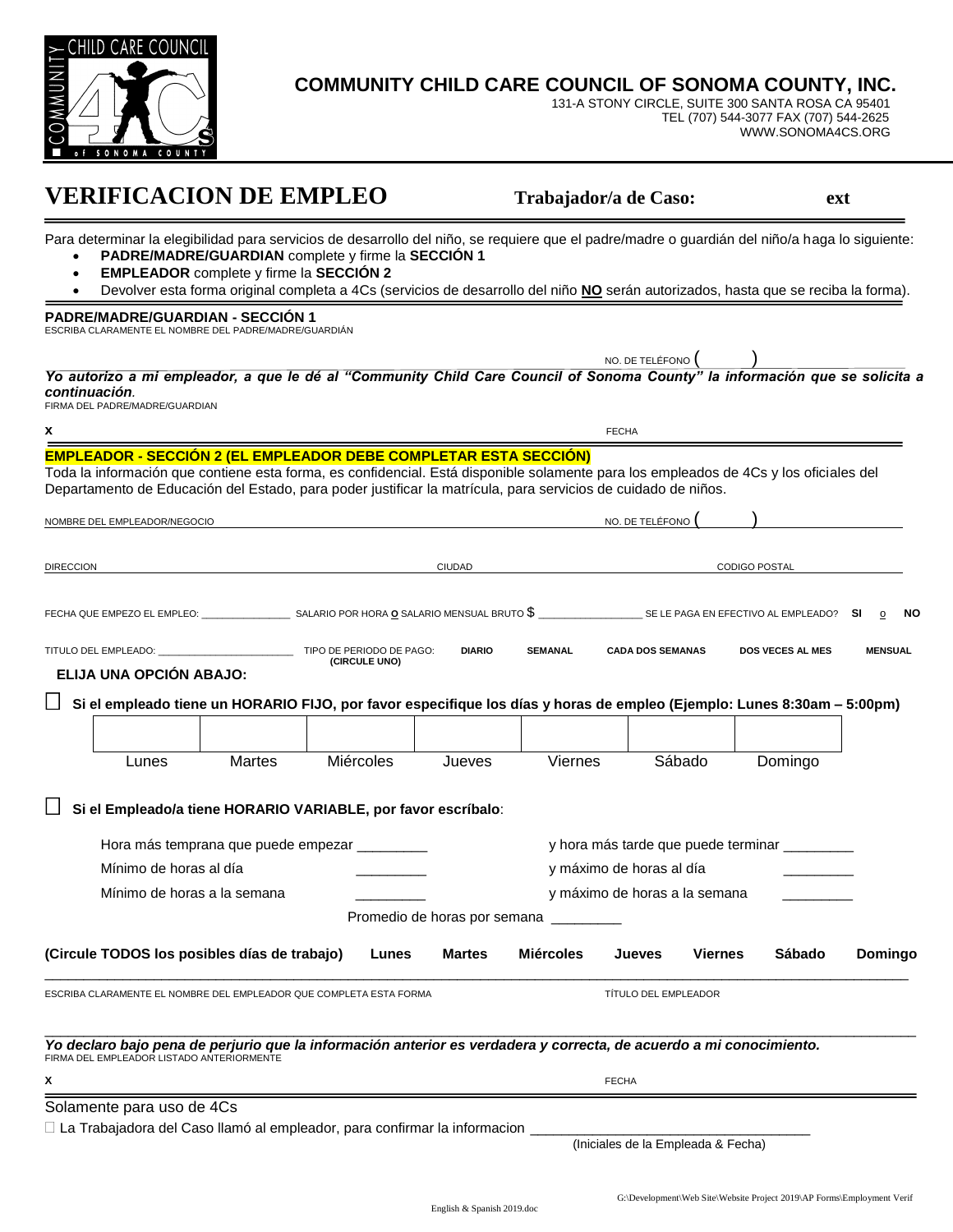**COMMUNITY CHILD CARE COUNCIL OF SONOMA COUNTY, INC.**
131-A STONY CIRCLE, SUITE 300 SANTA ROSA CA 95401
TEL (707) 544-3077 FAX (707) 544-2625
WWW.SONOMA4CS.ORG

# VERIFICACION DE EMPLEO

**Trabajador/a de Caso:** **ext**

Para determinar la elegibilidad para servicios de desarrollo del niño, se requiere que el padre/madre o guardián del niño/a haga lo siguiente:

- **PADRE/MADRE/GUARDIAN** complete y firme la **SECCIÓN 1**
- **EMPLEADOR** complete y firme la **SECCIÓN 2**
- Devolver esta forma original completa a 4Cs (servicios de desarrollo del niño **NO** serán autorizados, hasta que se reciba la forma).

## PADRE/MADRE/GUARDIAN - SECCIÓN 1

ESCRIBA CLARAMENTE EL NOMBRE DEL PADRE/MADRE/GUARDIÁN

NO. DE TELÉFONO ( )

***Yo autorizo a mi empleador, a que le dé al "Community Child Care Council of Sonoma County" la información que se solicita a continuación**.*

FIRMA DEL PADRE/MADRE/GUARDIAN

**x** FECHA

## EMPLEADOR - SECCIÓN 2 (EL EMPLEADOR DEBE COMPLETAR ESTA SECCIÓN)

Toda la información que contiene esta forma, es confidencial. Está disponible solamente para los empleados de 4Cs y los oficiales del Departamento de Educación del Estado, para poder justificar la matrícula, para servicios de cuidado de niños.

NOMBRE DEL EMPLEADOR/NEGOCIO NO. DE TELÉFONO ( )

DIRECCION CIUDAD CODIGO POSTAL

FECHA QUE EMPEZO EL EMPLEO: _______________ SALARIO POR HORA **O** SALARIO MENSUAL BRUTO $ _________________ SE LE PAGA EN EFECTIVO AL EMPLEADO? **SI** o **NO**

TITULO DEL EMPLEADO: _______________________ TIPO DE PERIODO DE PAGO: **(CIRCULE UNO)** **DIARIO** **SEMANAL** **CADA DOS SEMANAS** **DOS VECES AL MES** **MENSUAL**

**ELIJA UNA OPCIÓN ABAJO:**

☐ **Si el empleado tiene un HORARIO FIJO, por favor especifique los días y horas de empleo (Ejemplo: Lunes 8:30am – 5:00pm)**

| | | | | | | |
|---|---|---|---|---|---|---|
| | | | | | | |
| Lunes | Martes | Miércoles | Jueves | Viernes | Sábado | Domingo |

☐ **Si el Empleado/a tiene HORARIO VARIABLE, por favor escríbalo**:

Hora más temprana que puede empezar _________ y hora más tarde que puede terminar _________

Mínimo de horas al día _________ y máximo de horas al día _________

Mínimo de horas a la semana _________ y máximo de horas a la semana _________

Promedio de horas por semana _________

**(Circule TODOS los posibles días de trabajo)** **Lunes** **Martes** **Miércoles** **Jueves** **Viernes** **Sábado** **Domingo**

ESCRIBA CLARAMENTE EL NOMBRE DEL EMPLEADOR QUE COMPLETA ESTA FORMA TÍTULO DEL EMPLEADOR

***Yo declaro bajo pena de perjurio que la información anterior es verdadera y correcta, de acuerdo a mi conocimiento.***

FIRMA DEL EMPLEADOR LISTADO ANTERIORMENTE

**x** FECHA

Solamente para uso de 4Cs

☐ La Trabajadora del Caso llamó al empleador, para confirmar la informacion ___________________________________
(Iniciales de la Empleada & Fecha)

G:\Development\Web Site\Website Project 2019\AP Forms\Employment Verif English & Spanish 2019.doc